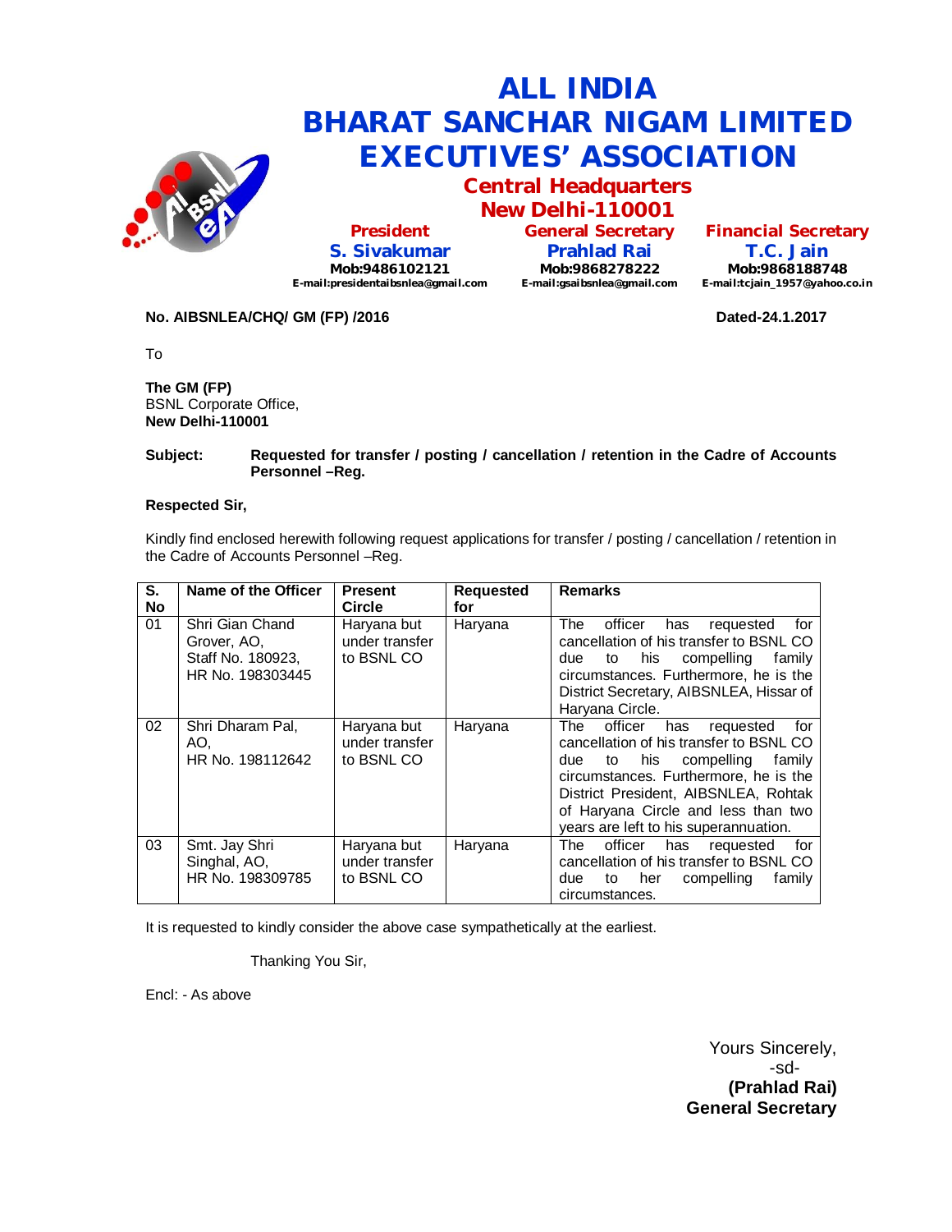# ALL INDIA BHARAT SANCHAR NIGAM LIMITED EXECUTIVES' ASSOCIATION

## Central Headquarters
## New Delhi-110001

**President**
**S. Sivakumar**
Mob:9486102121
E-mail:presidentaibsnlea@gmail.com

**General Secretary**
**Prahlad Rai**
Mob:9868278222
E-mail:gsaibsnlea@gmail.com

**Financial Secretary**
**T.C. Jain**
Mob:9868188748
E-mail:tcjain_1957@yahoo.co.in

**No. AIBSNLEA/CHQ/ GM (FP) /2016** **Dated-24.1.2017**

To

**The GM (FP)**
BSNL Corporate Office,
**New Delhi-110001**

**Subject: Requested for transfer / posting / cancellation / retention in the Cadre of Accounts Personnel –Reg.**

**Respected Sir,**

Kindly find enclosed herewith following request applications for transfer / posting / cancellation / retention in the Cadre of Accounts Personnel –Reg.

| S. No | Name of the Officer | Present Circle | Requested for | Remarks |
|---|---|---|---|---|
| 01 | Shri Gian Chand Grover, AO, Staff No. 180923, HR No. 198303445 | Haryana but under transfer to BSNL CO | Haryana | The officer has requested for cancellation of his transfer to BSNL CO due to his compelling family circumstances. Furthermore, he is the District Secretary, AIBSNLEA, Hissar of Haryana Circle. |
| 02 | Shri Dharam Pal, AO, HR No. 198112642 | Haryana but under transfer to BSNL CO | Haryana | The officer has requested for cancellation of his transfer to BSNL CO due to his compelling family circumstances. Furthermore, he is the District President, AIBSNLEA, Rohtak of Haryana Circle and less than two years are left to his superannuation. |
| 03 | Smt. Jay Shri Singhal, AO, HR No. 198309785 | Haryana but under transfer to BSNL CO | Haryana | The officer has requested for cancellation of his transfer to BSNL CO due to her compelling family circumstances. |

It is requested to kindly consider the above case sympathetically at the earliest.

Thanking You Sir,

Encl: - As above

Yours Sincerely,
-sd-
**(Prahlad Rai)**
**General Secretary**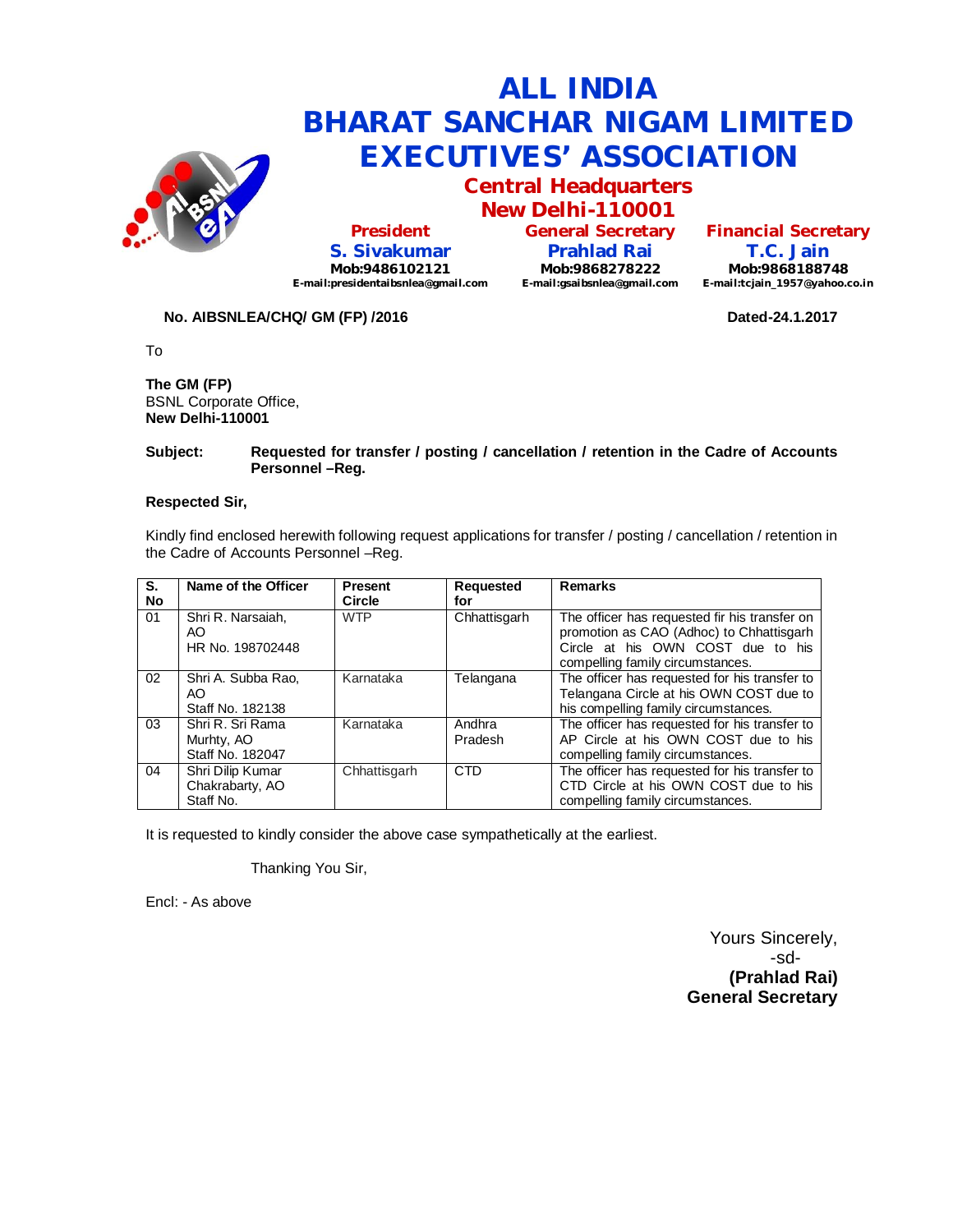# ALL INDIA BHARAT SANCHAR NIGAM LIMITED EXECUTIVES' ASSOCIATION

## Central Headquarters
## New Delhi-110001

| President | General Secretary | Financial Secretary |
|---|---|---|
| S. Sivakumar | Prahlad Rai | T.C. Jain |
| Mob:9486102121 | Mob:9868278222 | Mob:9868188748 |
| E-mail:presidentaibsnlea@gmail.com | E-mail:gsaibsnlea@gmail.com | E-mail:tcjain_1957@yahoo.co.in |

**No. AIBSNLEA/CHQ/ GM (FP) /2016** **Dated-24.1.2017**

To

**The GM (FP)**
BSNL Corporate Office,
**New Delhi-110001**

**Subject: Requested for transfer / posting / cancellation / retention in the Cadre of Accounts Personnel –Reg.**

**Respected Sir,**

Kindly find enclosed herewith following request applications for transfer / posting / cancellation / retention in the Cadre of Accounts Personnel –Reg.

| S. No | Name of the Officer | Present Circle | Requested for | Remarks |
|---|---|---|---|---|
| 01 | Shri R. Narsaiah, AO HR No. 198702448 | WTP | Chhattisgarh | The officer has requested fir his transfer on promotion as CAO (Adhoc) to Chhattisgarh Circle at his OWN COST due to his compelling family circumstances. |
| 02 | Shri A. Subba Rao, AO Staff No. 182138 | Karnataka | Telangana | The officer has requested for his transfer to Telangana Circle at his OWN COST due to his compelling family circumstances. |
| 03 | Shri R. Sri Rama Murhty, AO Staff No. 182047 | Karnataka | Andhra Pradesh | The officer has requested for his transfer to AP Circle at his OWN COST due to his compelling family circumstances. |
| 04 | Shri Dilip Kumar Chakrabarty, AO Staff No. | Chhattisgarh | CTD | The officer has requested for his transfer to CTD Circle at his OWN COST due to his compelling family circumstances. |

It is requested to kindly consider the above case sympathetically at the earliest.

Thanking You Sir,

Encl: - As above

Yours Sincerely,
-sd-
**(Prahlad Rai)**
**General Secretary**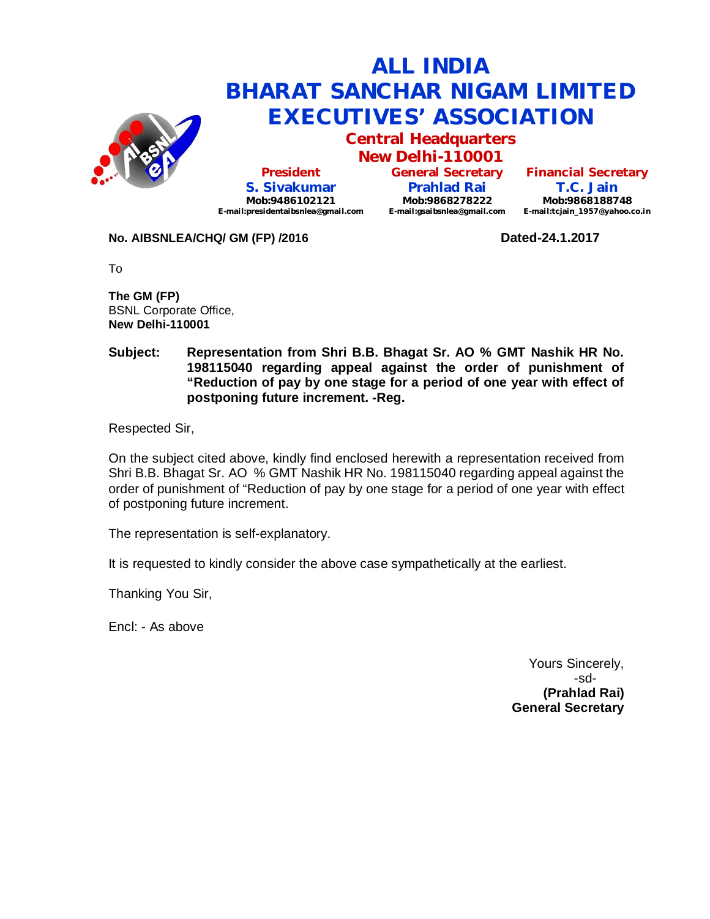# ALL INDIA BHARAT SANCHAR NIGAM LIMITED EXECUTIVES' ASSOCIATION

## Central Headquarters New Delhi-110001

| President | General Secretary | Financial Secretary |
| --- | --- | --- |
| S. Sivakumar | Prahlad Rai | T.C. Jain |
| Mob:9486102121 | Mob:9868278222 | Mob:9868188748 |
| E-mail:presidentaibsnlea@gmail.com | E-mail:gsaibsnlea@gmail.com | E-mail:tcjain_1957@yahoo.co.in |

**No. AIBSNLEA/CHQ/ GM (FP) /2016** **Dated-24.1.2017**

To

**The GM (FP)**
BSNL Corporate Office,
**New Delhi-110001**

**Subject: Representation from Shri B.B. Bhagat Sr. AO % GMT Nashik HR No. 198115040 regarding appeal against the order of punishment of "Reduction of pay by one stage for a period of one year with effect of postponing future increment. -Reg.**

Respected Sir,

On the subject cited above, kindly find enclosed herewith a representation received from Shri B.B. Bhagat Sr. AO % GMT Nashik HR No. 198115040 regarding appeal against the order of punishment of "Reduction of pay by one stage for a period of one year with effect of postponing future increment.

The representation is self-explanatory.

It is requested to kindly consider the above case sympathetically at the earliest.

Thanking You Sir,

Encl: - As above

Yours Sincerely,
-sd-
**(Prahlad Rai)**
**General Secretary**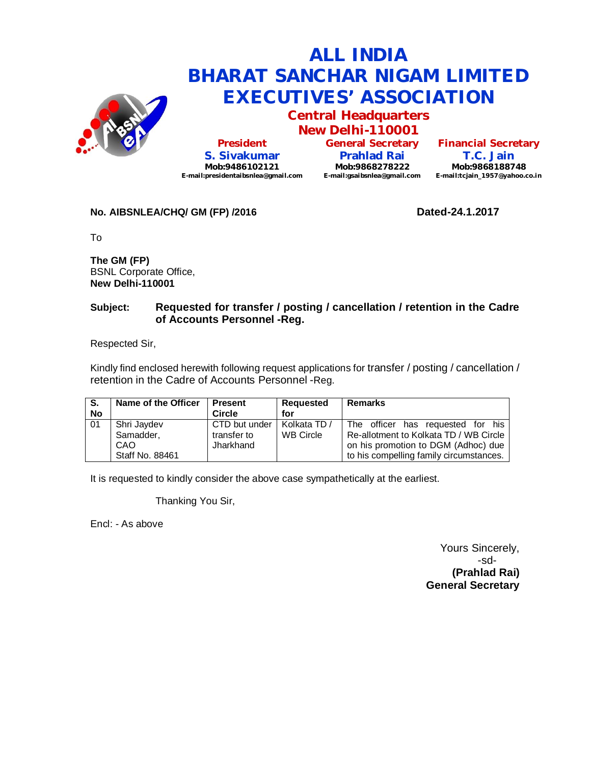# ALL INDIA
# BHARAT SANCHAR NIGAM LIMITED
# EXECUTIVES' ASSOCIATION

## Central Headquarters
## New Delhi-110001

| President | General Secretary | Financial Secretary |
|---|---|---|
| **S. Sivakumar** | **Prahlad Rai** | **T.C. Jain** |
| Mob:9486102121 | Mob:9868278222 | Mob:9868188748 |
| E-mail:presidentaibsnlea@gmail.com | E-mail:gsaibsnlea@gmail.com | E-mail:tcjain_1957@yahoo.co.in |

**No. AIBSNLEA/CHQ/ GM (FP) /2016** **Dated-24.1.2017**

To

**The GM (FP)**
BSNL Corporate Office,
**New Delhi-110001**

**Subject: Requested for transfer / posting / cancellation / retention in the Cadre of Accounts Personnel -Reg.**

Respected Sir,

Kindly find enclosed herewith following request applications for transfer / posting / cancellation / retention in the Cadre of Accounts Personnel -Reg.

| S. No | Name of the Officer | Present Circle | Requested for | Remarks |
|---|---|---|---|---|
| 01 | Shri Jaydev Samadder, CAO Staff No. 88461 | CTD but under transfer to Jharkhand | Kolkata TD / WB Circle | The officer has requested for his Re-allotment to Kolkata TD / WB Circle on his promotion to DGM (Adhoc) due to his compelling family circumstances. |

It is requested to kindly consider the above case sympathetically at the earliest.

Thanking You Sir,

Encl: - As above

Yours Sincerely,
-sd-
**(Prahlad Rai)**
**General Secretary**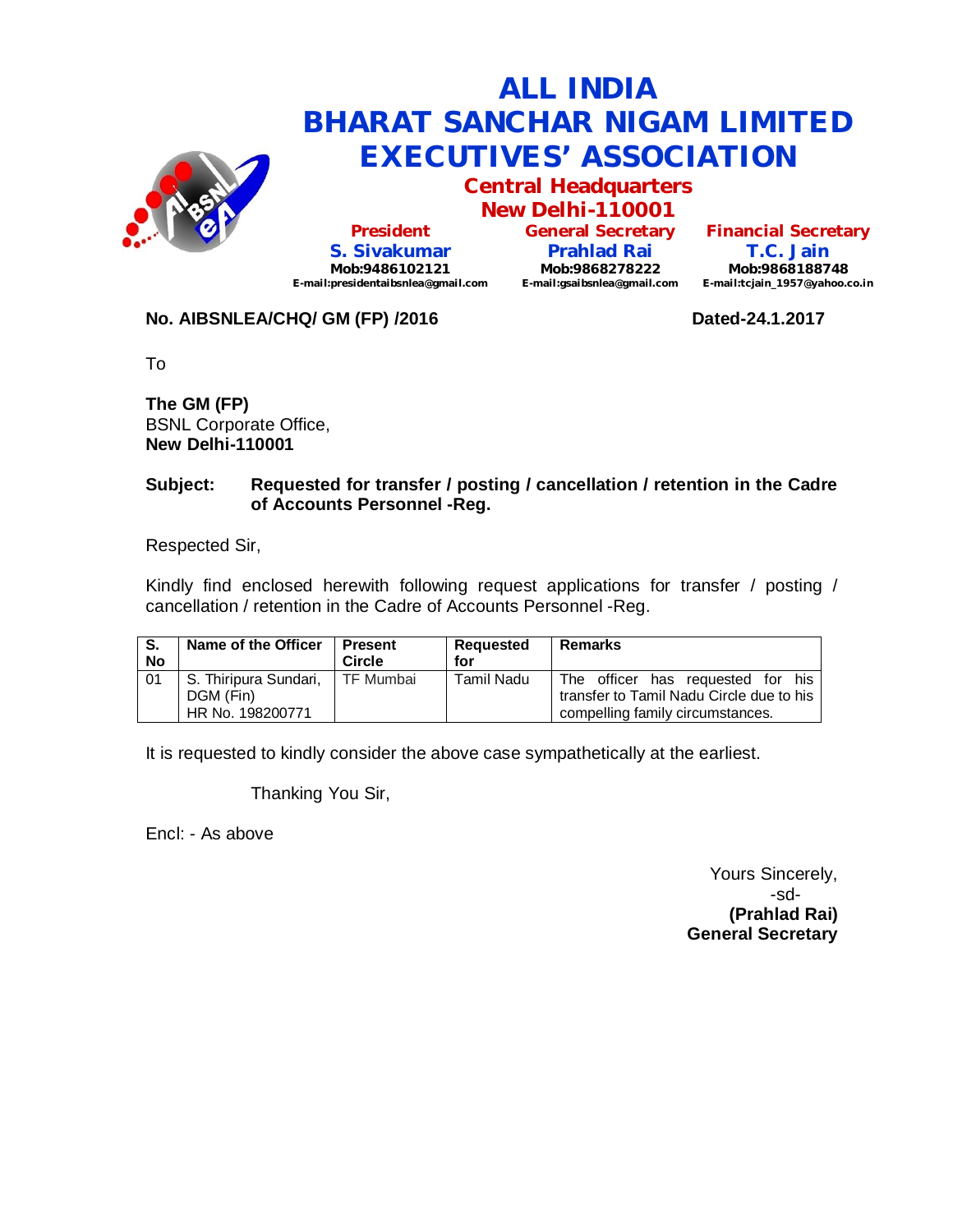# ALL INDIA BHARAT SANCHAR NIGAM LIMITED EXECUTIVES' ASSOCIATION

## Central Headquarters
## New Delhi-110001

| President | General Secretary | Financial Secretary |
|---|---|---|
| **S. Sivakumar** | **Prahlad Rai** | **T.C. Jain** |
| Mob:9486102121 | Mob:9868278222 | Mob:9868188748 |
| E-mail:presidentaibsnlea@gmail.com | E-mail:gsaibsnlea@gmail.com | E-mail:tcjain_1957@yahoo.co.in |

**No. AIBSNLEA/CHQ/ GM (FP) /2016** **Dated-24.1.2017**

To

**The GM (FP)**
BSNL Corporate Office,
**New Delhi-110001**

**Subject: Requested for transfer / posting / cancellation / retention in the Cadre of Accounts Personnel -Reg.**

Respected Sir,

Kindly find enclosed herewith following request applications for transfer / posting / cancellation / retention in the Cadre of Accounts Personnel -Reg.

| S. No | Name of the Officer | Present Circle | Requested for | Remarks |
|---|---|---|---|---|
| 01 | S. Thiripura Sundari, DGM (Fin) HR No. 198200771 | TF Mumbai | Tamil Nadu | The officer has requested for his transfer to Tamil Nadu Circle due to his compelling family circumstances. |

It is requested to kindly consider the above case sympathetically at the earliest.

Thanking You Sir,

Encl: - As above

Yours Sincerely,
-sd-
**(Prahlad Rai)**
**General Secretary**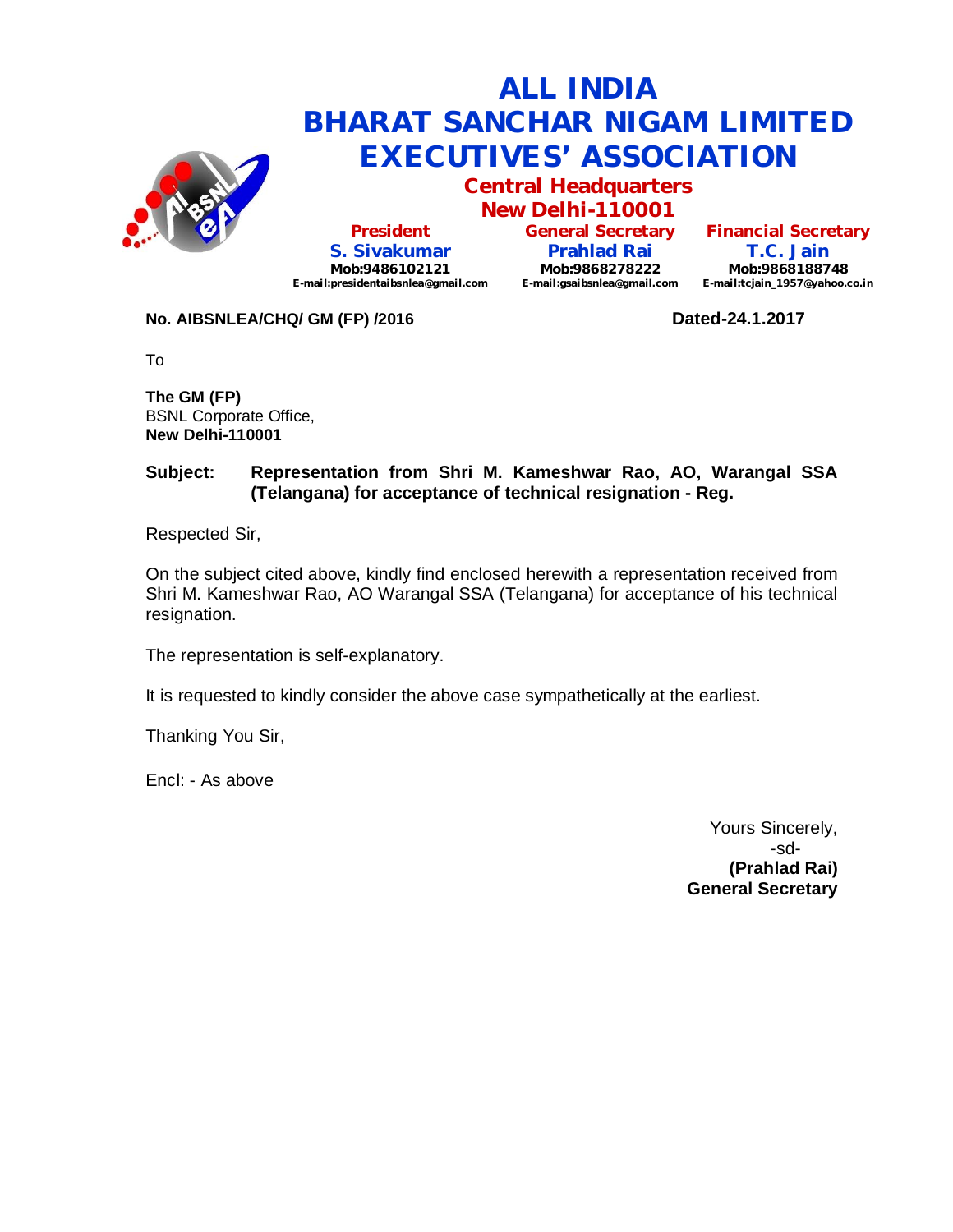# ALL INDIA BHARAT SANCHAR NIGAM LIMITED EXECUTIVES' ASSOCIATION

## Central Headquarters New Delhi-110001

**President**
**S. Sivakumar**
**Mob:9486102121**
**E-mail:presidentaibsnlea@gmail.com**

**General Secretary**
**Prahlad Rai**
**Mob:9868278222**
**E-mail:gsaibsnlea@gmail.com**

**Financial Secretary**
**T.C. Jain**
**Mob:9868188748**
**E-mail:tcjain_1957@yahoo.co.in**

**No. AIBSNLEA/CHQ/ GM (FP) /2016** **Dated-24.1.2017**

To

**The GM (FP)**
BSNL Corporate Office,
**New Delhi-110001**

**Subject: Representation from Shri M. Kameshwar Rao, AO, Warangal SSA (Telangana) for acceptance of technical resignation - Reg.**

Respected Sir,

On the subject cited above, kindly find enclosed herewith a representation received from Shri M. Kameshwar Rao, AO Warangal SSA (Telangana) for acceptance of his technical resignation.

The representation is self-explanatory.

It is requested to kindly consider the above case sympathetically at the earliest.

Thanking You Sir,

Encl: - As above

Yours Sincerely,
-sd-
**(Prahlad Rai)**
**General Secretary**